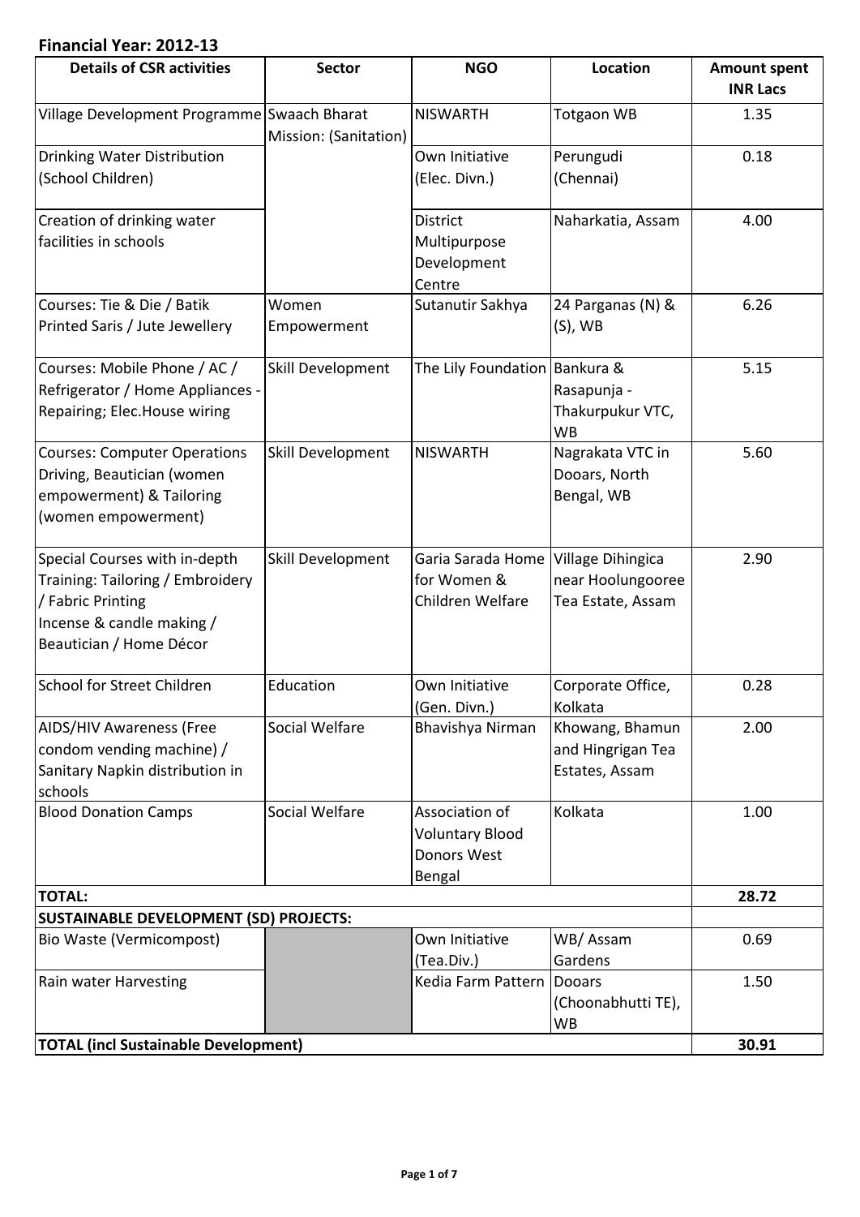**Financial Year: 2012-13**

| Details of CSR activities | Sector | NGO | Location | Amount spent INR Lacs |
|---|---|---|---|---|
| Village Development Programme | Swaach Bharat Mission: (Sanitation) | NISWARTH | Totgaon WB | 1.35 |
| Drinking Water Distribution (School Children) | | Own Initiative (Elec. Divn.) | Perungudi (Chennai) | 0.18 |
| Creation of drinking water facilities in schools | | District Multipurpose Development Centre | Naharkatia, Assam | 4.00 |
| Courses: Tie & Die / Batik Printed Saris / Jute Jewellery | Women Empowerment | Sutanutir Sakhya | 24 Parganas (N) & (S), WB | 6.26 |
| Courses: Mobile Phone / AC / Refrigerator / Home Appliances - Repairing; Elec.House wiring | Skill Development | The Lily Foundation | Bankura & Rasapunja - Thakurpukur VTC, WB | 5.15 |
| Courses: Computer Operations Driving, Beautician (women empowerment) & Tailoring (women empowerment) | Skill Development | NISWARTH | Nagrakata VTC in Dooars, North Bengal, WB | 5.60 |
| Special Courses with in-depth Training: Tailoring / Embroidery / Fabric Printing Incense & candle making / Beautician / Home Décor | Skill Development | Garia Sarada Home for Women & Children Welfare | Village Dihingica near Hoolungooree Tea Estate, Assam | 2.90 |
| School for Street Children | Education | Own Initiative (Gen. Divn.) | Corporate Office, Kolkata | 0.28 |
| AIDS/HIV Awareness (Free condom vending machine) / Sanitary Napkin distribution in schools | Social Welfare | Bhavishya Nirman | Khowang, Bhamun and Hingrigan Tea Estates, Assam | 2.00 |
| Blood Donation Camps | Social Welfare | Association of Voluntary Blood Donors West Bengal | Kolkata | 1.00 |
| **TOTAL:** | | | | **28.72** |
| **SUSTAINABLE DEVELOPMENT (SD) PROJECTS:** | | | | |
| Bio Waste (Vermicompost) | | Own Initiative (Tea.Div.) | WB/ Assam Gardens | 0.69 |
| Rain water Harvesting | | Kedia Farm Pattern | Dooars (Choonabhutti TE), WB | 1.50 |
| **TOTAL (incl Sustainable Development)** | | | | **30.91** |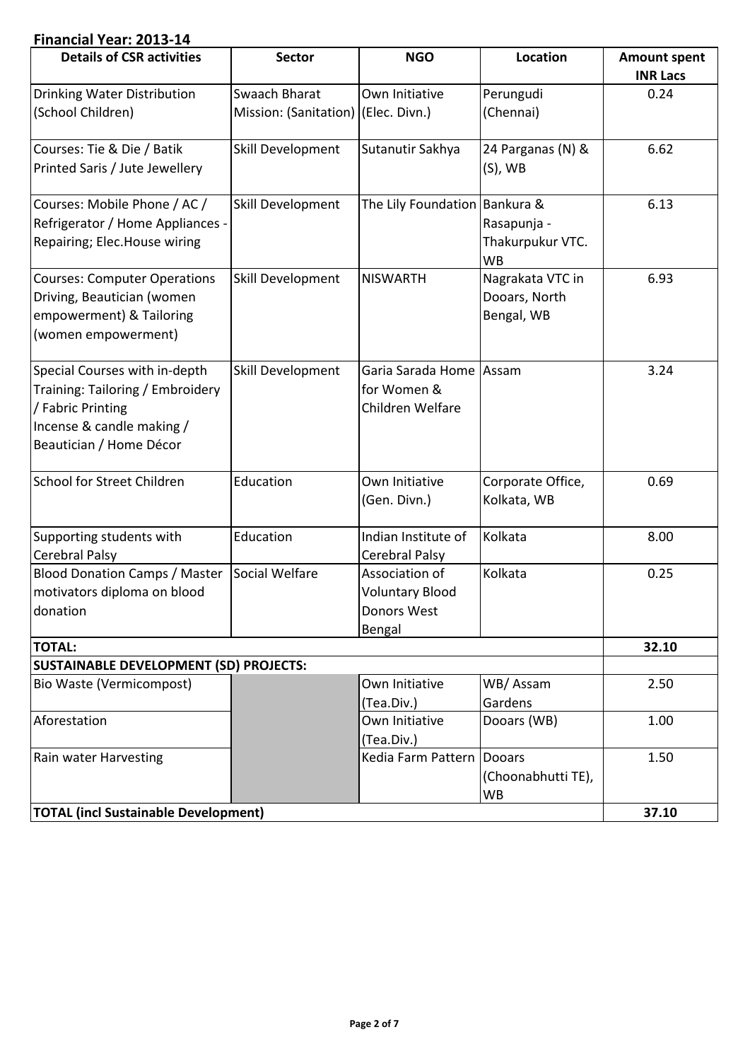**Financial Year: 2013-14**

| Details of CSR activities | Sector | NGO | Location | Amount spent INR Lacs |
|---|---|---|---|---|
| Drinking Water Distribution (School Children) | Swaach Bharat Mission: (Sanitation) | Own Initiative (Elec. Divn.) | Perungudi (Chennai) | 0.24 |
| Courses: Tie & Die / Batik Printed Saris / Jute Jewellery | Skill Development | Sutanutir Sakhya | 24 Parganas (N) & (S), WB | 6.62 |
| Courses: Mobile Phone / AC / Refrigerator / Home Appliances - Repairing; Elec.House wiring | Skill Development | The Lily Foundation | Bankura & Rasapunja - Thakurpukur VTC. WB | 6.13 |
| Courses: Computer Operations Driving, Beautician (women empowerment) & Tailoring (women empowerment) | Skill Development | NISWARTH | Nagrakata VTC in Dooars, North Bengal, WB | 6.93 |
| Special Courses with in-depth Training: Tailoring / Embroidery / Fabric Printing Incense & candle making / Beautician / Home Décor | Skill Development | Garia Sarada Home for Women & Children Welfare | Assam | 3.24 |
| School for Street Children | Education | Own Initiative (Gen. Divn.) | Corporate Office, Kolkata, WB | 0.69 |
| Supporting students with Cerebral Palsy | Education | Indian Institute of Cerebral Palsy | Kolkata | 8.00 |
| Blood Donation Camps / Master motivators diploma on blood donation | Social Welfare | Association of Voluntary Blood Donors West Bengal | Kolkata | 0.25 |
| **TOTAL:** | | | | **32.10** |
| **SUSTAINABLE DEVELOPMENT (SD) PROJECTS:** | | | | |
| Bio Waste (Vermicompost) | | Own Initiative (Tea.Div.) | WB/ Assam Gardens | 2.50 |
| Aforestation | | Own Initiative (Tea.Div.) | Dooars (WB) | 1.00 |
| Rain water Harvesting | | Kedia Farm Pattern | Dooars (Choonabhutti TE), WB | 1.50 |
| **TOTAL (incl Sustainable Development)** | | | | **37.10** |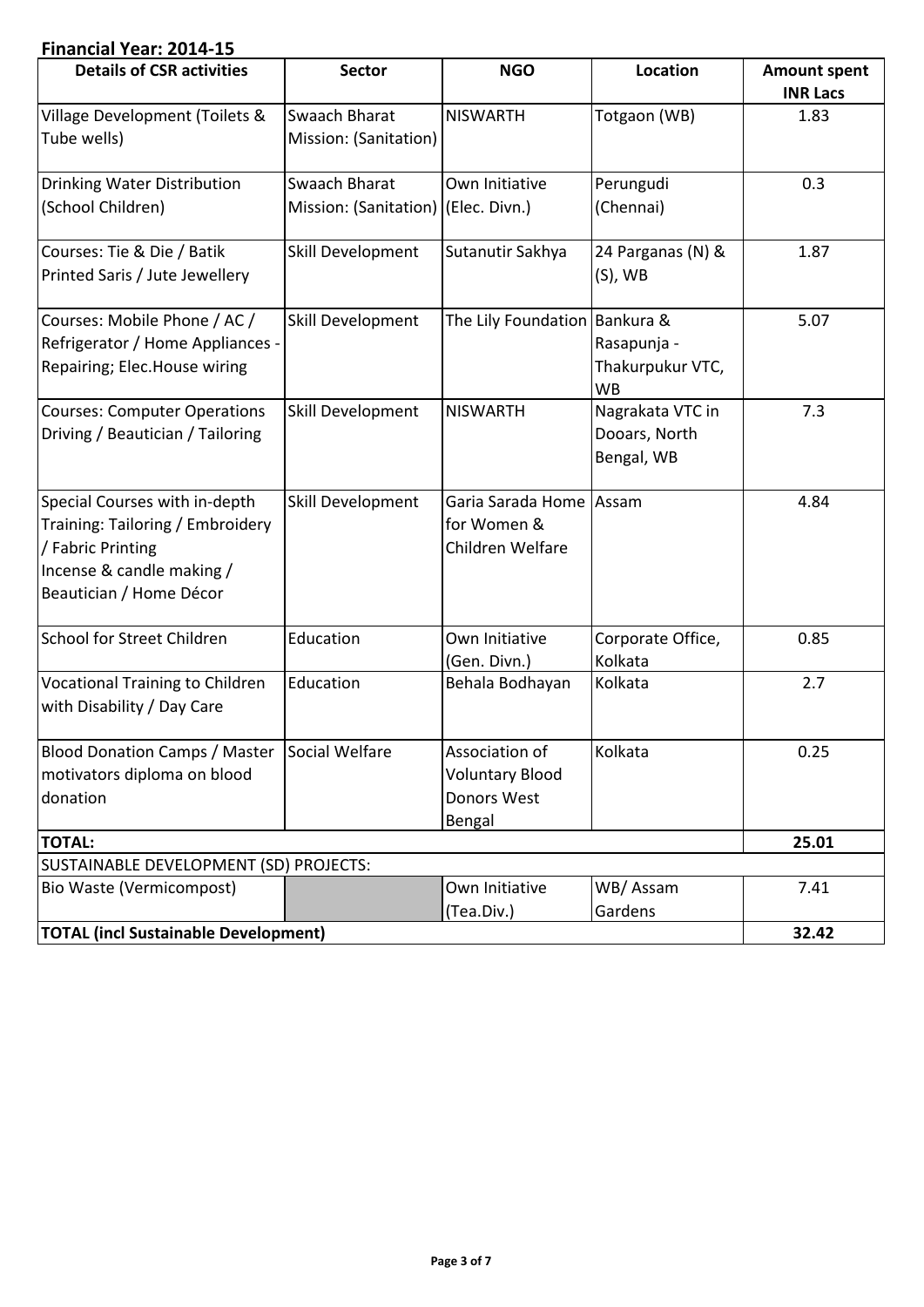**Financial Year: 2014-15**

| Details of CSR activities | Sector | NGO | Location | Amount spent INR Lacs |
|---|---|---|---|---|
| Village Development (Toilets & Tube wells) | Swaach Bharat Mission: (Sanitation) | NISWARTH | Totgaon (WB) | 1.83 |
| Drinking Water Distribution (School Children) | Swaach Bharat Mission: (Sanitation) | Own Initiative (Elec. Divn.) | Perungudi (Chennai) | 0.3 |
| Courses: Tie & Die / Batik Printed Saris / Jute Jewellery | Skill Development | Sutanutir Sakhya | 24 Parganas (N) & (S), WB | 1.87 |
| Courses: Mobile Phone / AC / Refrigerator / Home Appliances - Repairing; Elec.House wiring | Skill Development | The Lily Foundation | Bankura & Rasapunja - Thakurpukur VTC, WB | 5.07 |
| Courses: Computer Operations Driving / Beautician / Tailoring | Skill Development | NISWARTH | Nagrakata VTC in Dooars, North Bengal, WB | 7.3 |
| Special Courses with in-depth Training: Tailoring / Embroidery / Fabric Printing Incense & candle making / Beautician / Home Décor | Skill Development | Garia Sarada Home for Women & Children Welfare | Assam | 4.84 |
| School for Street Children | Education | Own Initiative (Gen. Divn.) | Corporate Office, Kolkata | 0.85 |
| Vocational Training to Children with Disability / Day Care | Education | Behala Bodhayan | Kolkata | 2.7 |
| Blood Donation Camps / Master motivators diploma on blood donation | Social Welfare | Association of Voluntary Blood Donors West Bengal | Kolkata | 0.25 |
| **TOTAL:** | | | | **25.01** |
| SUSTAINABLE DEVELOPMENT (SD) PROJECTS: | | | | |
| Bio Waste (Vermicompost) | | Own Initiative (Tea.Div.) | WB/ Assam Gardens | 7.41 |
| **TOTAL (incl Sustainable Development)** | | | | **32.42** |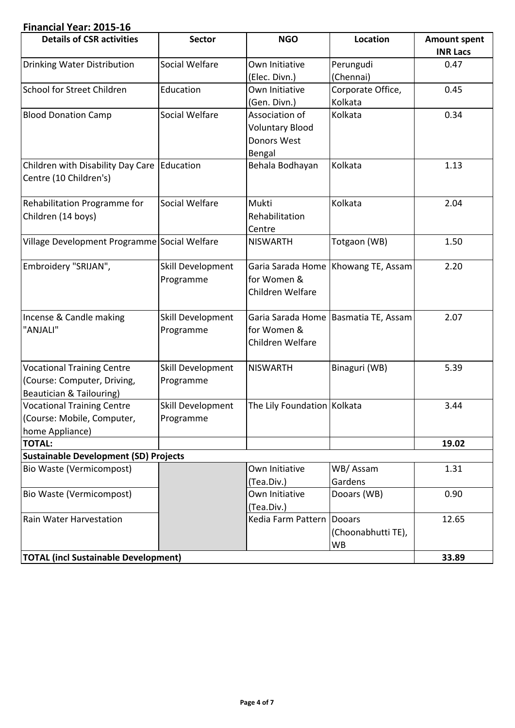**Financial Year: 2015-16**

| Details of CSR activities | Sector | NGO | Location | Amount spent INR Lacs |
|---|---|---|---|---|
| Drinking Water Distribution | Social Welfare | Own Initiative (Elec. Divn.) | Perungudi (Chennai) | 0.47 |
| School for Street Children | Education | Own Initiative (Gen. Divn.) | Corporate Office, Kolkata | 0.45 |
| Blood Donation Camp | Social Welfare | Association of Voluntary Blood Donors West Bengal | Kolkata | 0.34 |
| Children with Disability Day Care Centre (10 Children's) | Education | Behala Bodhayan | Kolkata | 1.13 |
| Rehabilitation Programme for Children (14 boys) | Social Welfare | Mukti Rehabilitation Centre | Kolkata | 2.04 |
| Village Development Programme | Social Welfare | NISWARTH | Totgaon (WB) | 1.50 |
| Embroidery "SRIJAN", | Skill Development Programme | Garia Sarada Home for Women & Children Welfare | Khowang TE, Assam | 2.20 |
| Incense & Candle making "ANJALI" | Skill Development Programme | Garia Sarada Home for Women & Children Welfare | Basmatia TE, Assam | 2.07 |
| Vocational Training Centre (Course: Computer, Driving, Beautician & Tailouring) | Skill Development Programme | NISWARTH | Binaguri (WB) | 5.39 |
| Vocational Training Centre (Course: Mobile, Computer, home Appliance) | Skill Development Programme | The Lily Foundation | Kolkata | 3.44 |
| **TOTAL:** | | | | **19.02** |
| **Sustainable Development (SD) Projects** | | | | |
| Bio Waste (Vermicompost) | | Own Initiative (Tea.Div.) | WB/ Assam Gardens | 1.31 |
| Bio Waste (Vermicompost) | | Own Initiative (Tea.Div.) | Dooars (WB) | 0.90 |
| Rain Water Harvestation | | Kedia Farm Pattern | Dooars (Choonabhutti TE), WB | 12.65 |
| **TOTAL (incl Sustainable Development)** | | | | **33.89** |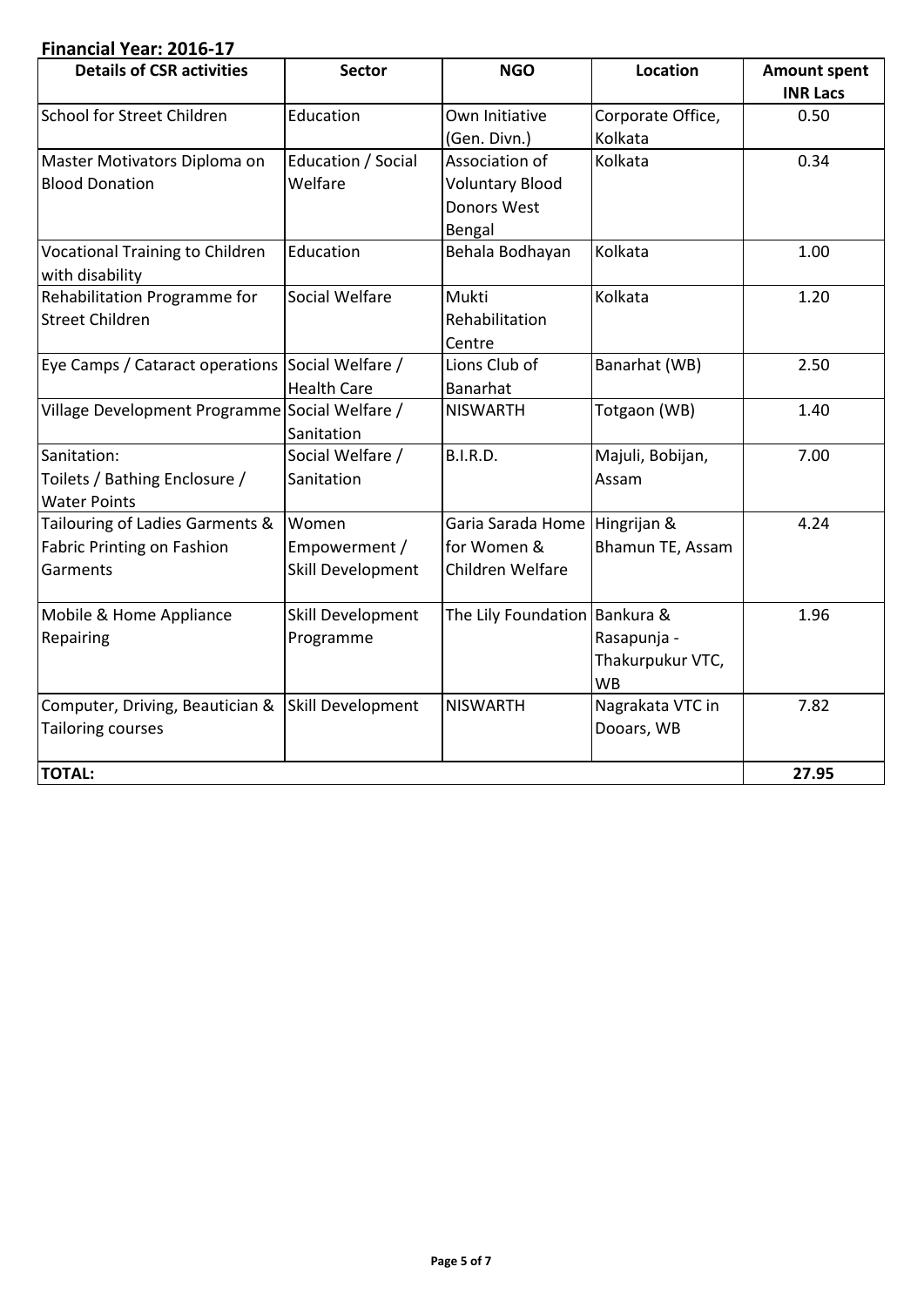**Financial Year: 2016-17**

| Details of CSR activities | Sector | NGO | Location | Amount spent INR Lacs |
|---|---|---|---|---|
| School for Street Children | Education | Own Initiative (Gen. Divn.) | Corporate Office, Kolkata | 0.50 |
| Master Motivators Diploma on Blood Donation | Education / Social Welfare | Association of Voluntary Blood Donors West Bengal | Kolkata | 0.34 |
| Vocational Training to Children with disability | Education | Behala Bodhayan | Kolkata | 1.00 |
| Rehabilitation Programme for Street Children | Social Welfare | Mukti Rehabilitation Centre | Kolkata | 1.20 |
| Eye Camps / Cataract operations | Social Welfare / Health Care | Lions Club of Banarhat | Banarhat (WB) | 2.50 |
| Village Development Programme | Social Welfare / Sanitation | NISWARTH | Totgaon (WB) | 1.40 |
| Sanitation: Toilets / Bathing Enclosure / Water Points | Social Welfare / Sanitation | B.I.R.D. | Majuli, Bobijan, Assam | 7.00 |
| Tailouring of Ladies Garments & Fabric Printing on Fashion Garments | Women Empowerment / Skill Development | Garia Sarada Home for Women & Children Welfare | Hingrijan & Bhamun TE, Assam | 4.24 |
| Mobile & Home Appliance Repairing | Skill Development Programme | The Lily Foundation | Bankura & Rasapunja - Thakurpukur VTC, WB | 1.96 |
| Computer, Driving, Beautician & Tailoring courses | Skill Development | NISWARTH | Nagrakata VTC in Dooars, WB | 7.82 |
| **TOTAL:** | | | | **27.95** |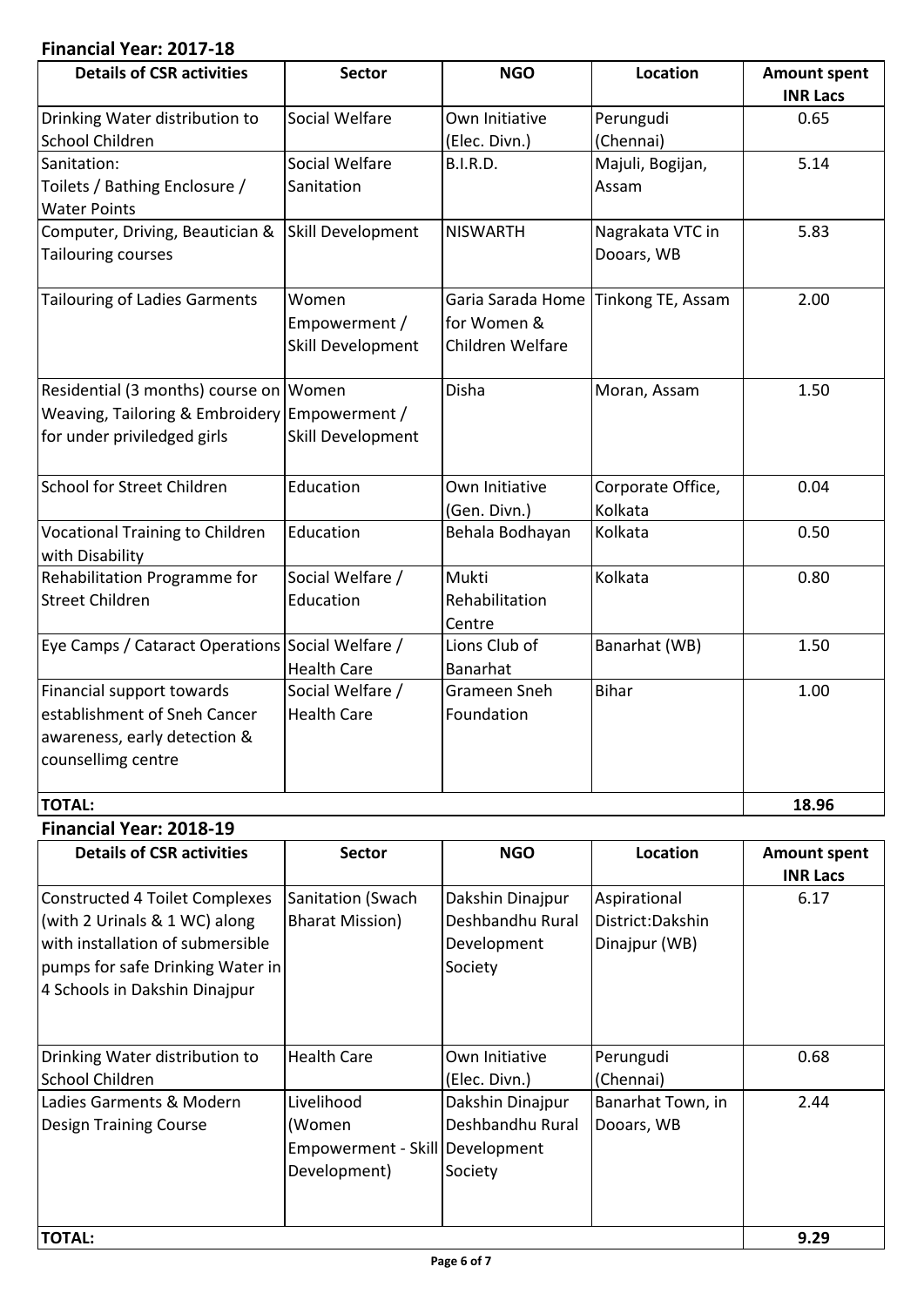## Financial Year: 2017-18

| Details of CSR activities | Sector | NGO | Location | Amount spent INR Lacs |
|---|---|---|---|---|
| Drinking Water distribution to School Children | Social Welfare | Own Initiative (Elec. Divn.) | Perungudi (Chennai) | 0.65 |
| Sanitation: Toilets / Bathing Enclosure / Water Points | Social Welfare Sanitation | B.I.R.D. | Majuli, Bogijan, Assam | 5.14 |
| Computer, Driving, Beautician & Tailouring courses | Skill Development | NISWARTH | Nagrakata VTC in Dooars, WB | 5.83 |
| Tailouring of Ladies Garments | Women Empowerment / Skill Development | Garia Sarada Home for Women & Children Welfare | Tinkong TE, Assam | 2.00 |
| Residential (3 months) course on Weaving, Tailoring & Embroidery for under priviledged girls | Women Empowerment / Skill Development | Disha | Moran, Assam | 1.50 |
| School for Street Children | Education | Own Initiative (Gen. Divn.) | Corporate Office, Kolkata | 0.04 |
| Vocational Training to Children with Disability | Education | Behala Bodhayan | Kolkata | 0.50 |
| Rehabilitation Programme for Street Children | Social Welfare / Education | Mukti Rehabilitation Centre | Kolkata | 0.80 |
| Eye Camps / Cataract Operations | Social Welfare / Health Care | Lions Club of Banarhat | Banarhat (WB) | 1.50 |
| Financial support towards establishment of Sneh Cancer awareness, early detection & counsellimg centre | Social Welfare / Health Care | Grameen Sneh Foundation | Bihar | 1.00 |
| **TOTAL:** | | | | **18.96** |

## Financial Year: 2018-19

| Details of CSR activities | Sector | NGO | Location | Amount spent INR Lacs |
|---|---|---|---|---|
| Constructed 4 Toilet Complexes (with 2 Urinals & 1 WC) along with installation of submersible pumps for safe Drinking Water in 4 Schools in Dakshin Dinajpur | Sanitation (Swach Bharat Mission) | Dakshin Dinajpur Deshbandhu Rural Development Society | Aspirational District:Dakshin Dinajpur (WB) | 6.17 |
| Drinking Water distribution to School Children | Health Care | Own Initiative (Elec. Divn.) | Perungudi (Chennai) | 0.68 |
| Ladies Garments & Modern Design Training Course | Livelihood (Women Empowerment - Skill Development) | Dakshin Dinajpur Deshbandhu Rural Development Society | Banarhat Town, in Dooars, WB | 2.44 |
| **TOTAL:** | | | | **9.29** |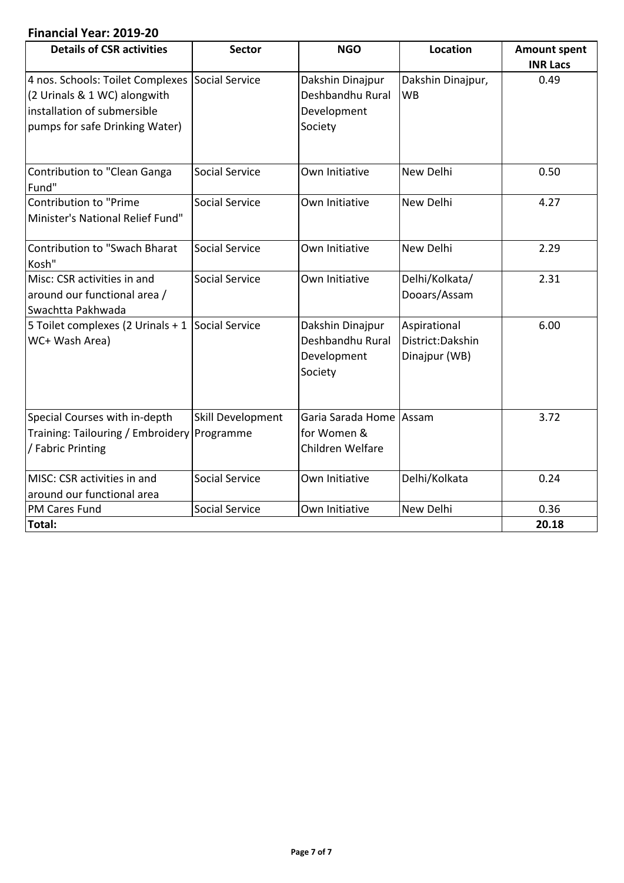**Financial Year: 2019-20**

| Details of CSR activities | Sector | NGO | Location | Amount spent INR Lacs |
|---|---|---|---|---|
| 4 nos. Schools: Toilet Complexes (2 Urinals & 1 WC) alongwith installation of submersible pumps for safe Drinking Water) | Social Service | Dakshin Dinajpur Deshbandhu Rural Development Society | Dakshin Dinajpur, WB | 0.49 |
| Contribution to "Clean Ganga Fund" | Social Service | Own Initiative | New Delhi | 0.50 |
| Contribution to "Prime Minister's National Relief Fund" | Social Service | Own Initiative | New Delhi | 4.27 |
| Contribution to "Swach Bharat Kosh" | Social Service | Own Initiative | New Delhi | 2.29 |
| Misc: CSR activities in and around our functional area / Swachtta Pakhwada | Social Service | Own Initiative | Delhi/Kolkata/ Dooars/Assam | 2.31 |
| 5 Toilet complexes (2 Urinals + 1 WC+ Wash Area) | Social Service | Dakshin Dinajpur Deshbandhu Rural Development Society | Aspirational District:Dakshin Dinajpur (WB) | 6.00 |
| Special Courses with in-depth Training: Tailouring / Embroidery / Fabric Printing | Skill Development Programme | Garia Sarada Home for Women & Children Welfare | Assam | 3.72 |
| MISC: CSR activities in and around our functional area | Social Service | Own Initiative | Delhi/Kolkata | 0.24 |
| PM Cares Fund | Social Service | Own Initiative | New Delhi | 0.36 |
| **Total:** | | | | **20.18** |